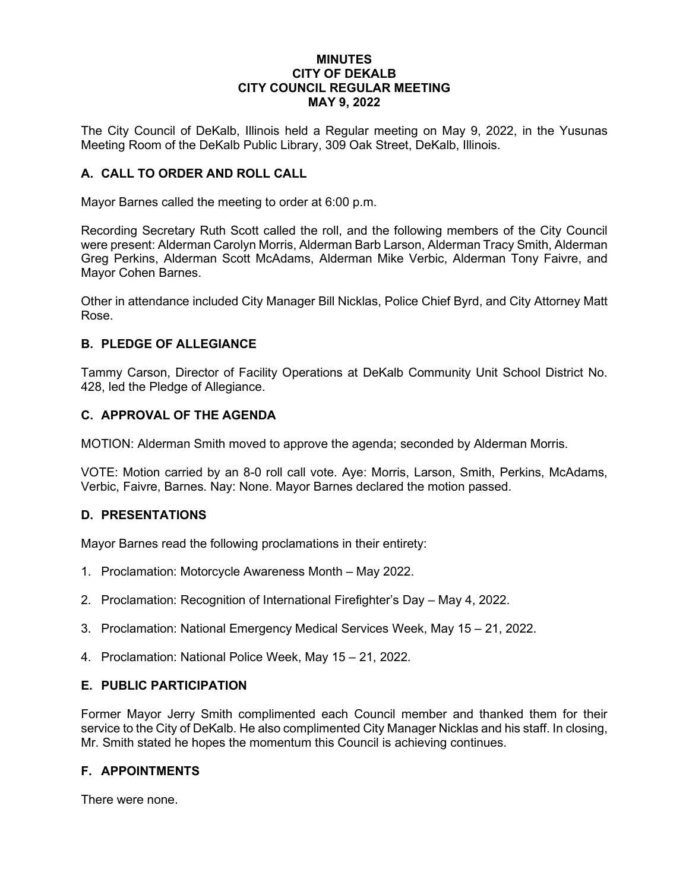# MINUTES
# CITY OF DEKALB
# CITY COUNCIL REGULAR MEETING
# MAY 9, 2022

The City Council of DeKalb, Illinois held a Regular meeting on May 9, 2022, in the Yusunas Meeting Room of the DeKalb Public Library, 309 Oak Street, DeKalb, Illinois.

## A. CALL TO ORDER AND ROLL CALL

Mayor Barnes called the meeting to order at 6:00 p.m.

Recording Secretary Ruth Scott called the roll, and the following members of the City Council were present: Alderman Carolyn Morris, Alderman Barb Larson, Alderman Tracy Smith, Alderman Greg Perkins, Alderman Scott McAdams, Alderman Mike Verbic, Alderman Tony Faivre, and Mayor Cohen Barnes.

Other in attendance included City Manager Bill Nicklas, Police Chief Byrd, and City Attorney Matt Rose.

## B. PLEDGE OF ALLEGIANCE

Tammy Carson, Director of Facility Operations at DeKalb Community Unit School District No. 428, led the Pledge of Allegiance.

## C. APPROVAL OF THE AGENDA

MOTION: Alderman Smith moved to approve the agenda; seconded by Alderman Morris.

VOTE: Motion carried by an 8-0 roll call vote. Aye: Morris, Larson, Smith, Perkins, McAdams, Verbic, Faivre, Barnes. Nay: None. Mayor Barnes declared the motion passed.

## D. PRESENTATIONS

Mayor Barnes read the following proclamations in their entirety:

1. Proclamation: Motorcycle Awareness Month – May 2022.
2. Proclamation: Recognition of International Firefighter's Day – May 4, 2022.
3. Proclamation: National Emergency Medical Services Week, May 15 – 21, 2022.
4. Proclamation: National Police Week, May 15 – 21, 2022.

## E. PUBLIC PARTICIPATION

Former Mayor Jerry Smith complimented each Council member and thanked them for their service to the City of DeKalb. He also complimented City Manager Nicklas and his staff. In closing, Mr. Smith stated he hopes the momentum this Council is achieving continues.

## F. APPOINTMENTS

There were none.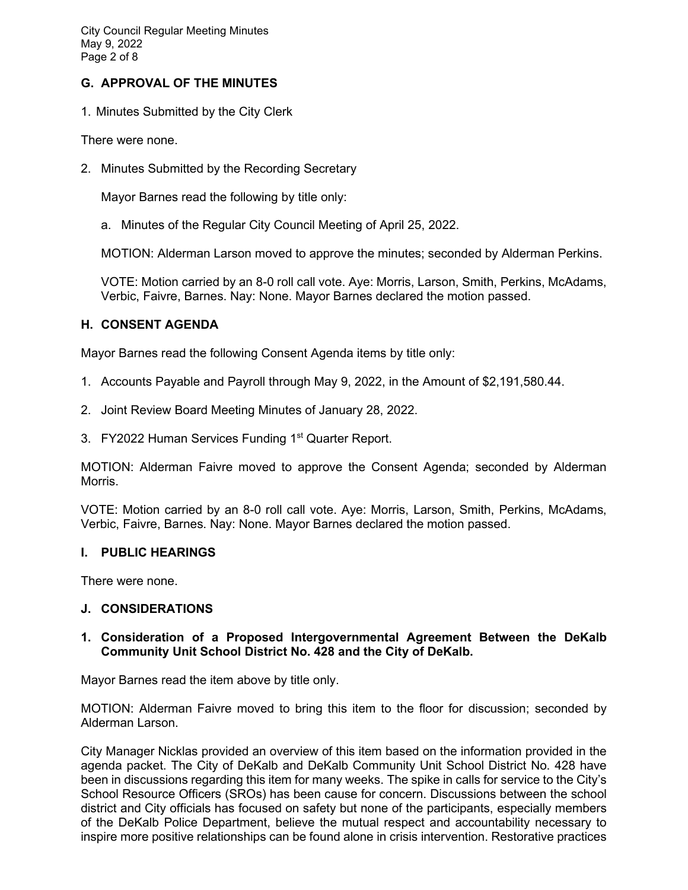## G. APPROVAL OF THE MINUTES

1. Minutes Submitted by the City Clerk

There were none.

2. Minutes Submitted by the Recording Secretary

   Mayor Barnes read the following by title only:

   a. Minutes of the Regular City Council Meeting of April 25, 2022.

   MOTION: Alderman Larson moved to approve the minutes; seconded by Alderman Perkins.

   VOTE: Motion carried by an 8-0 roll call vote. Aye: Morris, Larson, Smith, Perkins, McAdams, Verbic, Faivre, Barnes. Nay: None. Mayor Barnes declared the motion passed.

## H. CONSENT AGENDA

Mayor Barnes read the following Consent Agenda items by title only:

1. Accounts Payable and Payroll through May 9, 2022, in the Amount of $2,191,580.44.
2. Joint Review Board Meeting Minutes of January 28, 2022.
3. FY2022 Human Services Funding 1st Quarter Report.

MOTION: Alderman Faivre moved to approve the Consent Agenda; seconded by Alderman Morris.

VOTE: Motion carried by an 8-0 roll call vote. Aye: Morris, Larson, Smith, Perkins, McAdams, Verbic, Faivre, Barnes. Nay: None. Mayor Barnes declared the motion passed.

## I. PUBLIC HEARINGS

There were none.

## J. CONSIDERATIONS

### 1. Consideration of a Proposed Intergovernmental Agreement Between the DeKalb Community Unit School District No. 428 and the City of DeKalb.

Mayor Barnes read the item above by title only.

MOTION: Alderman Faivre moved to bring this item to the floor for discussion; seconded by Alderman Larson.

City Manager Nicklas provided an overview of this item based on the information provided in the agenda packet. The City of DeKalb and DeKalb Community Unit School District No. 428 have been in discussions regarding this item for many weeks. The spike in calls for service to the City's School Resource Officers (SROs) has been cause for concern. Discussions between the school district and City officials has focused on safety but none of the participants, especially members of the DeKalb Police Department, believe the mutual respect and accountability necessary to inspire more positive relationships can be found alone in crisis intervention. Restorative practices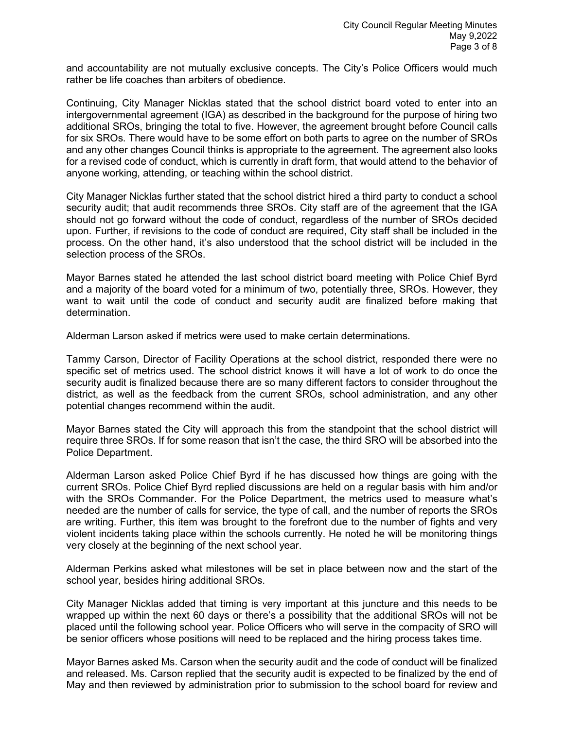and accountability are not mutually exclusive concepts. The City's Police Officers would much rather be life coaches than arbiters of obedience.

Continuing, City Manager Nicklas stated that the school district board voted to enter into an intergovernmental agreement (IGA) as described in the background for the purpose of hiring two additional SROs, bringing the total to five. However, the agreement brought before Council calls for six SROs. There would have to be some effort on both parts to agree on the number of SROs and any other changes Council thinks is appropriate to the agreement. The agreement also looks for a revised code of conduct, which is currently in draft form, that would attend to the behavior of anyone working, attending, or teaching within the school district.

City Manager Nicklas further stated that the school district hired a third party to conduct a school security audit; that audit recommends three SROs. City staff are of the agreement that the IGA should not go forward without the code of conduct, regardless of the number of SROs decided upon. Further, if revisions to the code of conduct are required, City staff shall be included in the process. On the other hand, it's also understood that the school district will be included in the selection process of the SROs.

Mayor Barnes stated he attended the last school district board meeting with Police Chief Byrd and a majority of the board voted for a minimum of two, potentially three, SROs. However, they want to wait until the code of conduct and security audit are finalized before making that determination.

Alderman Larson asked if metrics were used to make certain determinations.

Tammy Carson, Director of Facility Operations at the school district, responded there were no specific set of metrics used. The school district knows it will have a lot of work to do once the security audit is finalized because there are so many different factors to consider throughout the district, as well as the feedback from the current SROs, school administration, and any other potential changes recommend within the audit.

Mayor Barnes stated the City will approach this from the standpoint that the school district will require three SROs. If for some reason that isn't the case, the third SRO will be absorbed into the Police Department.

Alderman Larson asked Police Chief Byrd if he has discussed how things are going with the current SROs. Police Chief Byrd replied discussions are held on a regular basis with him and/or with the SROs Commander. For the Police Department, the metrics used to measure what's needed are the number of calls for service, the type of call, and the number of reports the SROs are writing. Further, this item was brought to the forefront due to the number of fights and very violent incidents taking place within the schools currently. He noted he will be monitoring things very closely at the beginning of the next school year.

Alderman Perkins asked what milestones will be set in place between now and the start of the school year, besides hiring additional SROs.

City Manager Nicklas added that timing is very important at this juncture and this needs to be wrapped up within the next 60 days or there's a possibility that the additional SROs will not be placed until the following school year. Police Officers who will serve in the compacity of SRO will be senior officers whose positions will need to be replaced and the hiring process takes time.

Mayor Barnes asked Ms. Carson when the security audit and the code of conduct will be finalized and released. Ms. Carson replied that the security audit is expected to be finalized by the end of May and then reviewed by administration prior to submission to the school board for review and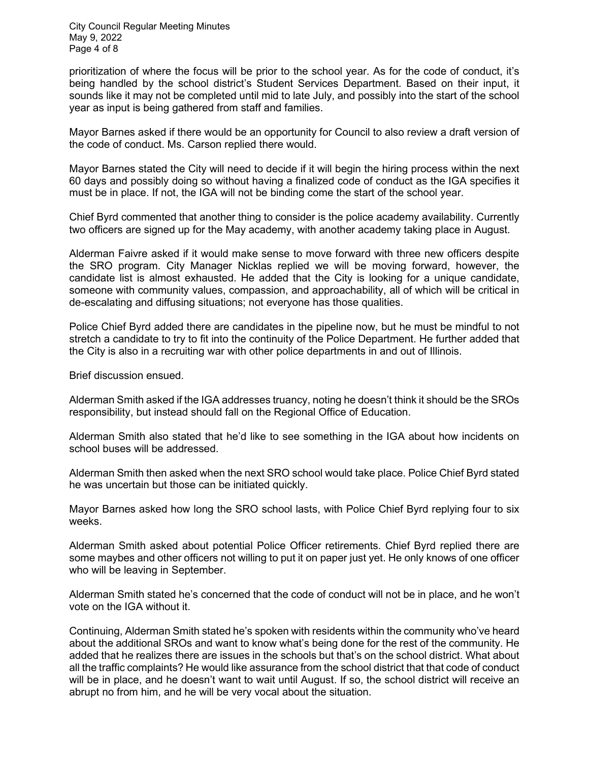prioritization of where the focus will be prior to the school year. As for the code of conduct, it's being handled by the school district's Student Services Department. Based on their input, it sounds like it may not be completed until mid to late July, and possibly into the start of the school year as input is being gathered from staff and families.

Mayor Barnes asked if there would be an opportunity for Council to also review a draft version of the code of conduct. Ms. Carson replied there would.

Mayor Barnes stated the City will need to decide if it will begin the hiring process within the next 60 days and possibly doing so without having a finalized code of conduct as the IGA specifies it must be in place. If not, the IGA will not be binding come the start of the school year.

Chief Byrd commented that another thing to consider is the police academy availability. Currently two officers are signed up for the May academy, with another academy taking place in August.

Alderman Faivre asked if it would make sense to move forward with three new officers despite the SRO program. City Manager Nicklas replied we will be moving forward, however, the candidate list is almost exhausted. He added that the City is looking for a unique candidate, someone with community values, compassion, and approachability, all of which will be critical in de-escalating and diffusing situations; not everyone has those qualities.

Police Chief Byrd added there are candidates in the pipeline now, but he must be mindful to not stretch a candidate to try to fit into the continuity of the Police Department. He further added that the City is also in a recruiting war with other police departments in and out of Illinois.

Brief discussion ensued.

Alderman Smith asked if the IGA addresses truancy, noting he doesn't think it should be the SROs responsibility, but instead should fall on the Regional Office of Education.

Alderman Smith also stated that he'd like to see something in the IGA about how incidents on school buses will be addressed.

Alderman Smith then asked when the next SRO school would take place. Police Chief Byrd stated he was uncertain but those can be initiated quickly.

Mayor Barnes asked how long the SRO school lasts, with Police Chief Byrd replying four to six weeks.

Alderman Smith asked about potential Police Officer retirements. Chief Byrd replied there are some maybes and other officers not willing to put it on paper just yet. He only knows of one officer who will be leaving in September.

Alderman Smith stated he's concerned that the code of conduct will not be in place, and he won't vote on the IGA without it.

Continuing, Alderman Smith stated he's spoken with residents within the community who've heard about the additional SROs and want to know what's being done for the rest of the community. He added that he realizes there are issues in the schools but that's on the school district. What about all the traffic complaints? He would like assurance from the school district that that code of conduct will be in place, and he doesn't want to wait until August. If so, the school district will receive an abrupt no from him, and he will be very vocal about the situation.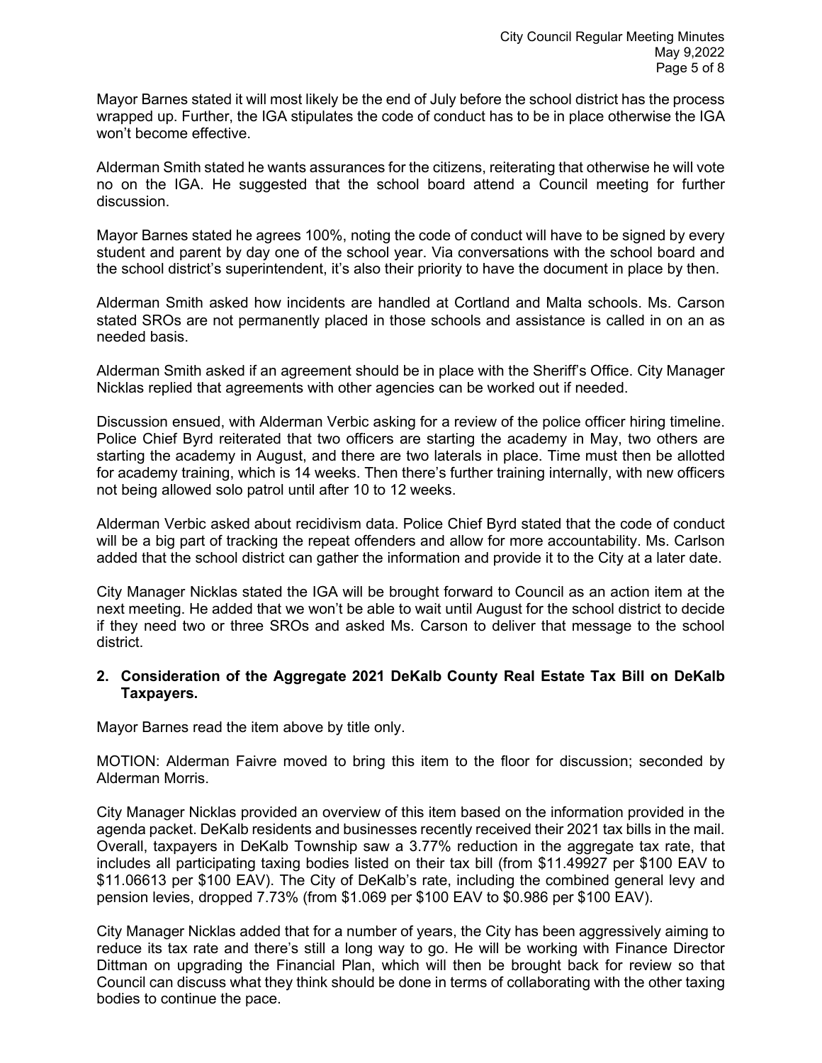Mayor Barnes stated it will most likely be the end of July before the school district has the process wrapped up. Further, the IGA stipulates the code of conduct has to be in place otherwise the IGA won't become effective.

Alderman Smith stated he wants assurances for the citizens, reiterating that otherwise he will vote no on the IGA. He suggested that the school board attend a Council meeting for further discussion.

Mayor Barnes stated he agrees 100%, noting the code of conduct will have to be signed by every student and parent by day one of the school year. Via conversations with the school board and the school district's superintendent, it's also their priority to have the document in place by then.

Alderman Smith asked how incidents are handled at Cortland and Malta schools. Ms. Carson stated SROs are not permanently placed in those schools and assistance is called in on an as needed basis.

Alderman Smith asked if an agreement should be in place with the Sheriff's Office. City Manager Nicklas replied that agreements with other agencies can be worked out if needed.

Discussion ensued, with Alderman Verbic asking for a review of the police officer hiring timeline. Police Chief Byrd reiterated that two officers are starting the academy in May, two others are starting the academy in August, and there are two laterals in place. Time must then be allotted for academy training, which is 14 weeks. Then there's further training internally, with new officers not being allowed solo patrol until after 10 to 12 weeks.

Alderman Verbic asked about recidivism data. Police Chief Byrd stated that the code of conduct will be a big part of tracking the repeat offenders and allow for more accountability. Ms. Carlson added that the school district can gather the information and provide it to the City at a later date.

City Manager Nicklas stated the IGA will be brought forward to Council as an action item at the next meeting. He added that we won't be able to wait until August for the school district to decide if they need two or three SROs and asked Ms. Carson to deliver that message to the school district.

**2. Consideration of the Aggregate 2021 DeKalb County Real Estate Tax Bill on DeKalb Taxpayers.**

Mayor Barnes read the item above by title only.

MOTION: Alderman Faivre moved to bring this item to the floor for discussion; seconded by Alderman Morris.

City Manager Nicklas provided an overview of this item based on the information provided in the agenda packet. DeKalb residents and businesses recently received their 2021 tax bills in the mail. Overall, taxpayers in DeKalb Township saw a 3.77% reduction in the aggregate tax rate, that includes all participating taxing bodies listed on their tax bill (from $11.49927 per $100 EAV to $11.06613 per $100 EAV). The City of DeKalb's rate, including the combined general levy and pension levies, dropped 7.73% (from $1.069 per $100 EAV to $0.986 per $100 EAV).

City Manager Nicklas added that for a number of years, the City has been aggressively aiming to reduce its tax rate and there's still a long way to go. He will be working with Finance Director Dittman on upgrading the Financial Plan, which will then be brought back for review so that Council can discuss what they think should be done in terms of collaborating with the other taxing bodies to continue the pace.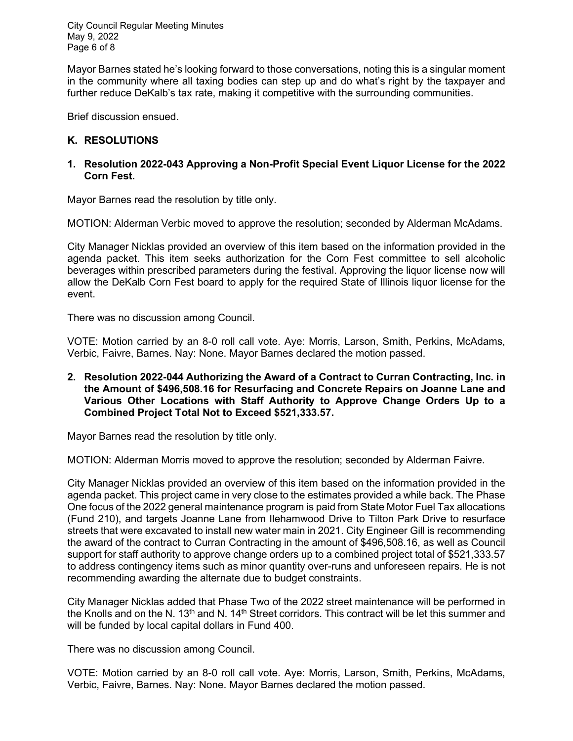Mayor Barnes stated he's looking forward to those conversations, noting this is a singular moment in the community where all taxing bodies can step up and do what's right by the taxpayer and further reduce DeKalb's tax rate, making it competitive with the surrounding communities.

Brief discussion ensued.

## K. RESOLUTIONS

### 1. Resolution 2022-043 Approving a Non-Profit Special Event Liquor License for the 2022 Corn Fest.

Mayor Barnes read the resolution by title only.

MOTION: Alderman Verbic moved to approve the resolution; seconded by Alderman McAdams.

City Manager Nicklas provided an overview of this item based on the information provided in the agenda packet. This item seeks authorization for the Corn Fest committee to sell alcoholic beverages within prescribed parameters during the festival. Approving the liquor license now will allow the DeKalb Corn Fest board to apply for the required State of Illinois liquor license for the event.

There was no discussion among Council.

VOTE: Motion carried by an 8-0 roll call vote. Aye: Morris, Larson, Smith, Perkins, McAdams, Verbic, Faivre, Barnes. Nay: None. Mayor Barnes declared the motion passed.

### 2. Resolution 2022-044 Authorizing the Award of a Contract to Curran Contracting, Inc. in the Amount of $496,508.16 for Resurfacing and Concrete Repairs on Joanne Lane and Various Other Locations with Staff Authority to Approve Change Orders Up to a Combined Project Total Not to Exceed $521,333.57.

Mayor Barnes read the resolution by title only.

MOTION: Alderman Morris moved to approve the resolution; seconded by Alderman Faivre.

City Manager Nicklas provided an overview of this item based on the information provided in the agenda packet. This project came in very close to the estimates provided a while back. The Phase One focus of the 2022 general maintenance program is paid from State Motor Fuel Tax allocations (Fund 210), and targets Joanne Lane from Ilehamwood Drive to Tilton Park Drive to resurface streets that were excavated to install new water main in 2021. City Engineer Gill is recommending the award of the contract to Curran Contracting in the amount of $496,508.16, as well as Council support for staff authority to approve change orders up to a combined project total of $521,333.57 to address contingency items such as minor quantity over-runs and unforeseen repairs. He is not recommending awarding the alternate due to budget constraints.

City Manager Nicklas added that Phase Two of the 2022 street maintenance will be performed in the Knolls and on the N. 13th and N. 14th Street corridors. This contract will be let this summer and will be funded by local capital dollars in Fund 400.

There was no discussion among Council.

VOTE: Motion carried by an 8-0 roll call vote. Aye: Morris, Larson, Smith, Perkins, McAdams, Verbic, Faivre, Barnes. Nay: None. Mayor Barnes declared the motion passed.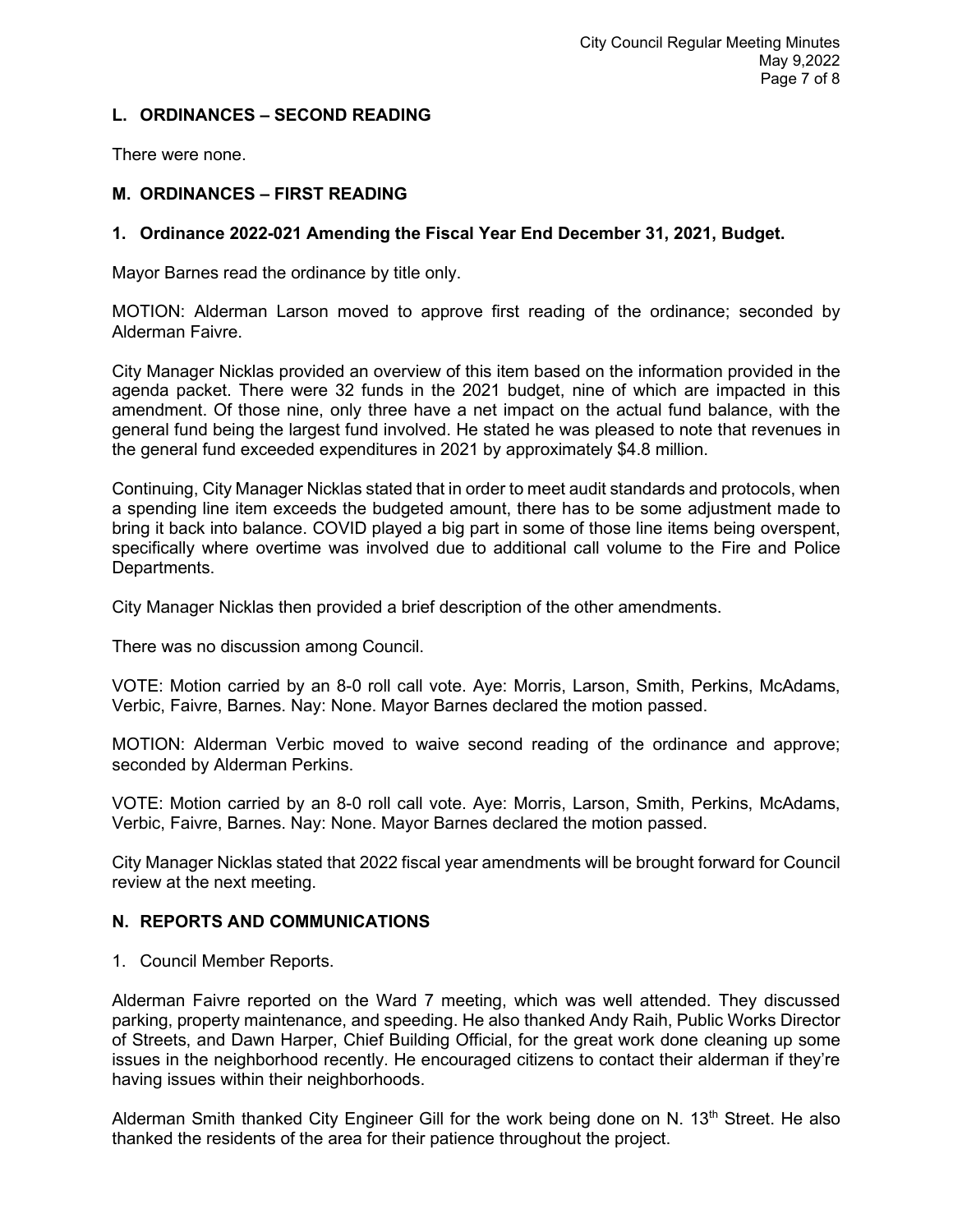## L. ORDINANCES – SECOND READING

There were none.

## M. ORDINANCES – FIRST READING

### 1. Ordinance 2022-021 Amending the Fiscal Year End December 31, 2021, Budget.

Mayor Barnes read the ordinance by title only.

MOTION: Alderman Larson moved to approve first reading of the ordinance; seconded by Alderman Faivre.

City Manager Nicklas provided an overview of this item based on the information provided in the agenda packet. There were 32 funds in the 2021 budget, nine of which are impacted in this amendment. Of those nine, only three have a net impact on the actual fund balance, with the general fund being the largest fund involved. He stated he was pleased to note that revenues in the general fund exceeded expenditures in 2021 by approximately $4.8 million.

Continuing, City Manager Nicklas stated that in order to meet audit standards and protocols, when a spending line item exceeds the budgeted amount, there has to be some adjustment made to bring it back into balance. COVID played a big part in some of those line items being overspent, specifically where overtime was involved due to additional call volume to the Fire and Police Departments.

City Manager Nicklas then provided a brief description of the other amendments.

There was no discussion among Council.

VOTE: Motion carried by an 8-0 roll call vote. Aye: Morris, Larson, Smith, Perkins, McAdams, Verbic, Faivre, Barnes. Nay: None. Mayor Barnes declared the motion passed.

MOTION: Alderman Verbic moved to waive second reading of the ordinance and approve; seconded by Alderman Perkins.

VOTE: Motion carried by an 8-0 roll call vote. Aye: Morris, Larson, Smith, Perkins, McAdams, Verbic, Faivre, Barnes. Nay: None. Mayor Barnes declared the motion passed.

City Manager Nicklas stated that 2022 fiscal year amendments will be brought forward for Council review at the next meeting.

## N. REPORTS AND COMMUNICATIONS

1. Council Member Reports.

Alderman Faivre reported on the Ward 7 meeting, which was well attended. They discussed parking, property maintenance, and speeding. He also thanked Andy Raih, Public Works Director of Streets, and Dawn Harper, Chief Building Official, for the great work done cleaning up some issues in the neighborhood recently. He encouraged citizens to contact their alderman if they're having issues within their neighborhoods.

Alderman Smith thanked City Engineer Gill for the work being done on N. 13th Street. He also thanked the residents of the area for their patience throughout the project.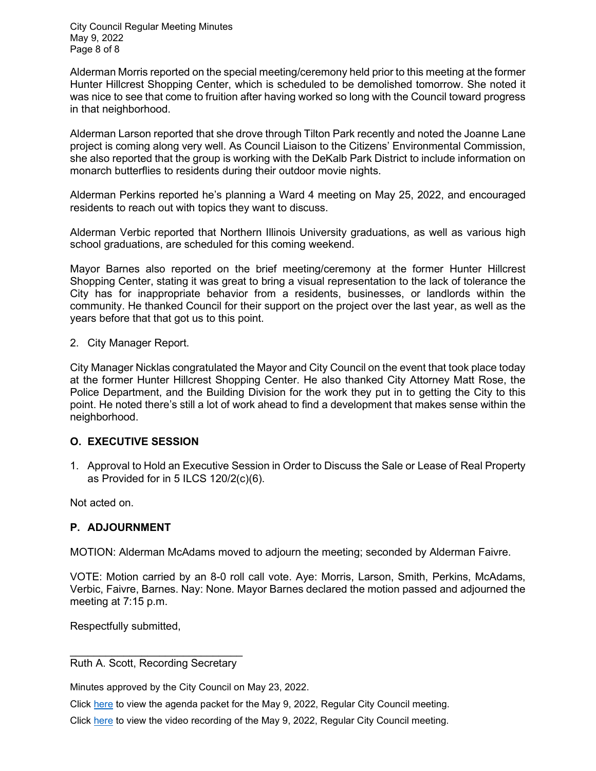Alderman Morris reported on the special meeting/ceremony held prior to this meeting at the former Hunter Hillcrest Shopping Center, which is scheduled to be demolished tomorrow. She noted it was nice to see that come to fruition after having worked so long with the Council toward progress in that neighborhood.

Alderman Larson reported that she drove through Tilton Park recently and noted the Joanne Lane project is coming along very well. As Council Liaison to the Citizens' Environmental Commission, she also reported that the group is working with the DeKalb Park District to include information on monarch butterflies to residents during their outdoor movie nights.

Alderman Perkins reported he's planning a Ward 4 meeting on May 25, 2022, and encouraged residents to reach out with topics they want to discuss.

Alderman Verbic reported that Northern Illinois University graduations, as well as various high school graduations, are scheduled for this coming weekend.

Mayor Barnes also reported on the brief meeting/ceremony at the former Hunter Hillcrest Shopping Center, stating it was great to bring a visual representation to the lack of tolerance the City has for inappropriate behavior from a residents, businesses, or landlords within the community. He thanked Council for their support on the project over the last year, as well as the years before that that got us to this point.

2. City Manager Report.

City Manager Nicklas congratulated the Mayor and City Council on the event that took place today at the former Hunter Hillcrest Shopping Center. He also thanked City Attorney Matt Rose, the Police Department, and the Building Division for the work they put in to getting the City to this point. He noted there's still a lot of work ahead to find a development that makes sense within the neighborhood.

## O. EXECUTIVE SESSION

1. Approval to Hold an Executive Session in Order to Discuss the Sale or Lease of Real Property as Provided for in 5 ILCS 120/2(c)(6).

Not acted on.

## P. ADJOURNMENT

MOTION: Alderman McAdams moved to adjourn the meeting; seconded by Alderman Faivre.

VOTE: Motion carried by an 8-0 roll call vote. Aye: Morris, Larson, Smith, Perkins, McAdams, Verbic, Faivre, Barnes. Nay: None. Mayor Barnes declared the motion passed and adjourned the meeting at 7:15 p.m.

Respectfully submitted,

\_\_\_\_\_\_\_\_\_\_\_\_\_\_\_\_\_\_\_\_\_\_\_\_\_\_\_\_\_\_

Ruth A. Scott, Recording Secretary

Minutes approved by the City Council on May 23, 2022.

Click here to view the agenda packet for the May 9, 2022, Regular City Council meeting.

Click here to view the video recording of the May 9, 2022, Regular City Council meeting.